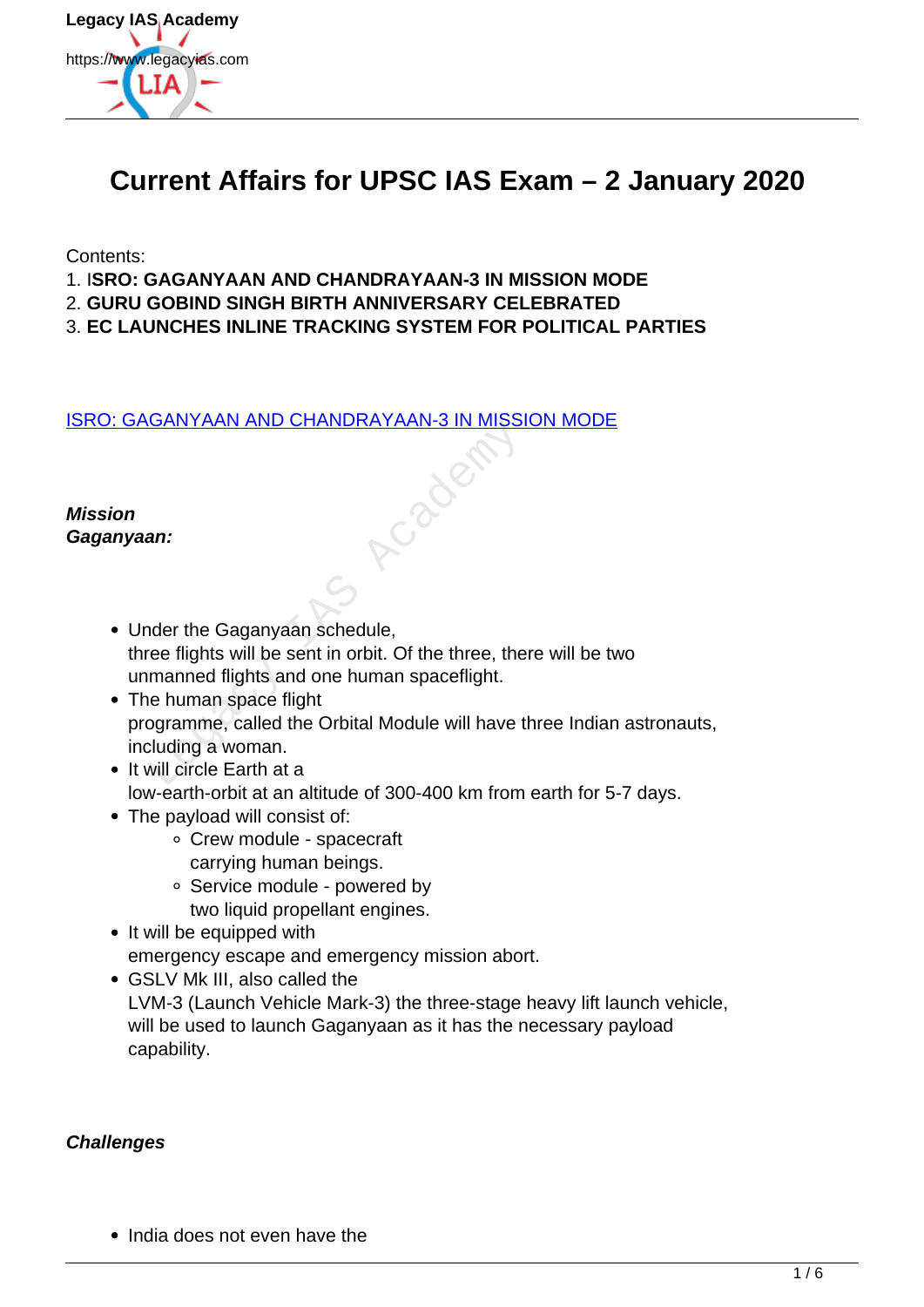# Current Affairs for UPSC IAS Exam – 2 January 2020

Contents:

1. **ISRO: GAGANYAAN AND CHANDRAYAAN-3 IN MISSION MODE**
2. **GURU GOBIND SINGH BIRTH ANNIVERSARY CELEBRATED**
3. **EC LAUNCHES INLINE TRACKING SYSTEM FOR POLITICAL PARTIES**

## ISRO: GAGANYAAN AND CHANDRAYAAN-3 IN MISSION MODE

***Mission Gaganyaan:***

- Under the Gaganyaan schedule, three flights will be sent in orbit. Of the three, there will be two unmanned flights and one human spaceflight.
- The human space flight programme, called the Orbital Module will have three Indian astronauts, including a woman.
- It will circle Earth at a low-earth-orbit at an altitude of 300-400 km from earth for 5-7 days.
- The payload will consist of:
  - Crew module - spacecraft carrying human beings.
  - Service module - powered by two liquid propellant engines.
- It will be equipped with emergency escape and emergency mission abort.
- GSLV Mk III, also called the LVM-3 (Launch Vehicle Mark-3) the three-stage heavy lift launch vehicle, will be used to launch Gaganyaan as it has the necessary payload capability.

***Challenges***

- India does not even have the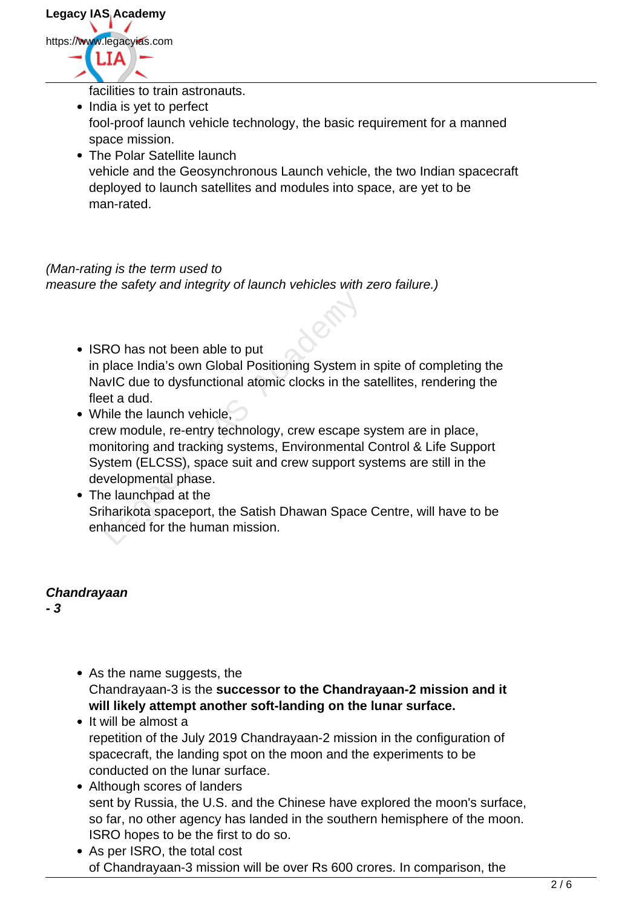facilities to train astronauts.

- India is yet to perfect fool-proof launch vehicle technology, the basic requirement for a manned space mission.
- The Polar Satellite launch vehicle and the Geosynchronous Launch vehicle, the two Indian spacecraft deployed to launch satellites and modules into space, are yet to be man-rated.

*(Man-rating is the term used to measure the safety and integrity of launch vehicles with zero failure.)*

- ISRO has not been able to put in place India's own Global Positioning System in spite of completing the NavIC due to dysfunctional atomic clocks in the satellites, rendering the fleet a dud.
- While the launch vehicle, crew module, re-entry technology, crew escape system are in place, monitoring and tracking systems, Environmental Control & Life Support System (ELCSS), space suit and crew support systems are still in the developmental phase.
- The launchpad at the Sriharikota spaceport, the Satish Dhawan Space Centre, will have to be enhanced for the human mission.

***Chandrayaan - 3***

- As the name suggests, the Chandrayaan-3 is the **successor to the Chandrayaan-2 mission and it will likely attempt another soft-landing on the lunar surface.**
- It will be almost a repetition of the July 2019 Chandrayaan-2 mission in the configuration of spacecraft, the landing spot on the moon and the experiments to be conducted on the lunar surface.
- Although scores of landers sent by Russia, the U.S. and the Chinese have explored the moon's surface, so far, no other agency has landed in the southern hemisphere of the moon. ISRO hopes to be the first to do so.
- As per ISRO, the total cost of Chandrayaan-3 mission will be over Rs 600 crores. In comparison, the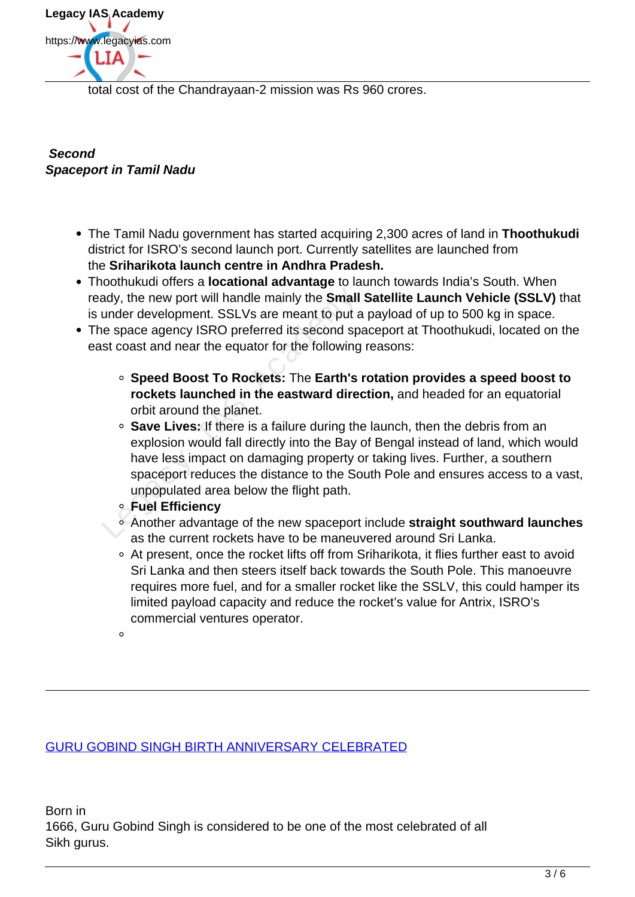total cost of the Chandrayaan-2 mission was Rs 960 crores.

***Second Spaceport in Tamil Nadu***

- The Tamil Nadu government has started acquiring 2,300 acres of land in **Thoothukudi** district for ISRO's second launch port. Currently satellites are launched from the **Sriharikota launch centre in Andhra Pradesh.**
- Thoothukudi offers a **locational advantage** to launch towards India's South. When ready, the new port will handle mainly the **Small Satellite Launch Vehicle (SSLV)** that is under development. SSLVs are meant to put a payload of up to 500 kg in space.
- The space agency ISRO preferred its second spaceport at Thoothukudi, located on the east coast and near the equator for the following reasons:
  - **Speed Boost To Rockets:** The **Earth's rotation provides a speed boost to rockets launched in the eastward direction,** and headed for an equatorial orbit around the planet.
  - **Save Lives:** If there is a failure during the launch, then the debris from an explosion would fall directly into the Bay of Bengal instead of land, which would have less impact on damaging property or taking lives. Further, a southern spaceport reduces the distance to the South Pole and ensures access to a vast, unpopulated area below the flight path.
  - **Fuel Efficiency**
  - Another advantage of the new spaceport include **straight southward launches** as the current rockets have to be maneuvered around Sri Lanka.
  - At present, once the rocket lifts off from Sriharikota, it flies further east to avoid Sri Lanka and then steers itself back towards the South Pole. This manoeuvre requires more fuel, and for a smaller rocket like the SSLV, this could hamper its limited payload capacity and reduce the rocket's value for Antrix, ISRO's commercial ventures operator.

---

[GURU GOBIND SINGH BIRTH ANNIVERSARY CELEBRATED]

Born in 1666, Guru Gobind Singh is considered to be one of the most celebrated of all Sikh gurus.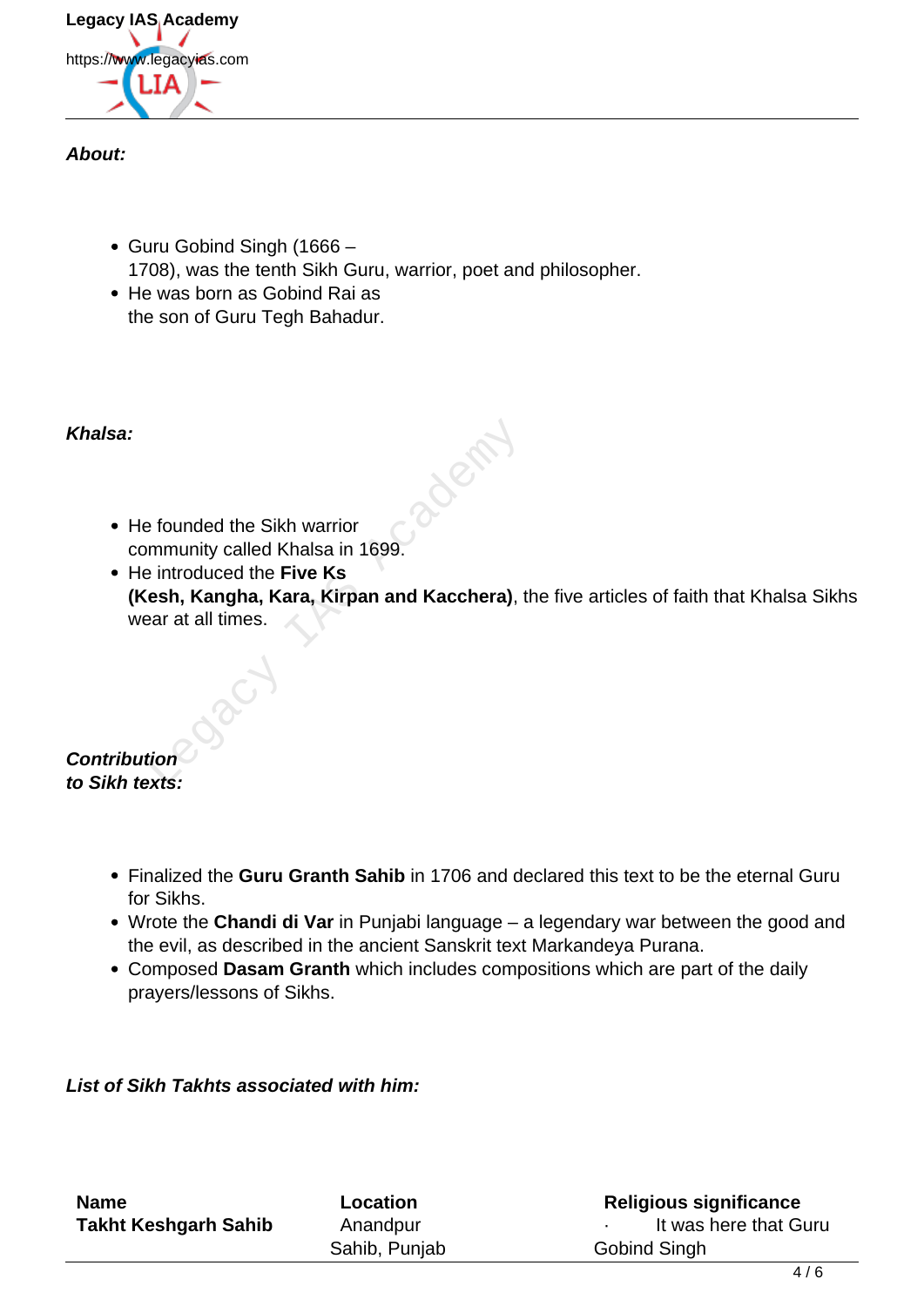***About:***

- Guru Gobind Singh (1666 – 1708), was the tenth Sikh Guru, warrior, poet and philosopher.
- He was born as Gobind Rai as the son of Guru Tegh Bahadur.

***Khalsa:***

- He founded the Sikh warrior community called Khalsa in 1699.
- He introduced the **Five Ks (Kesh, Kangha, Kara, Kirpan and Kacchera)**, the five articles of faith that Khalsa Sikhs wear at all times.

***Contribution to Sikh texts:***

- Finalized the **Guru Granth Sahib** in 1706 and declared this text to be the eternal Guru for Sikhs.
- Wrote the **Chandi di Var** in Punjabi language – a legendary war between the good and the evil, as described in the ancient Sanskrit text Markandeya Purana.
- Composed **Dasam Granth** which includes compositions which are part of the daily prayers/lessons of Sikhs.

***List of Sikh Takhts associated with him:***

| Name | Location | Religious significance |
|---|---|---|
| **Takht Keshgarh Sahib** | Anandpur Sahib, Punjab | · It was here that Guru Gobind Singh |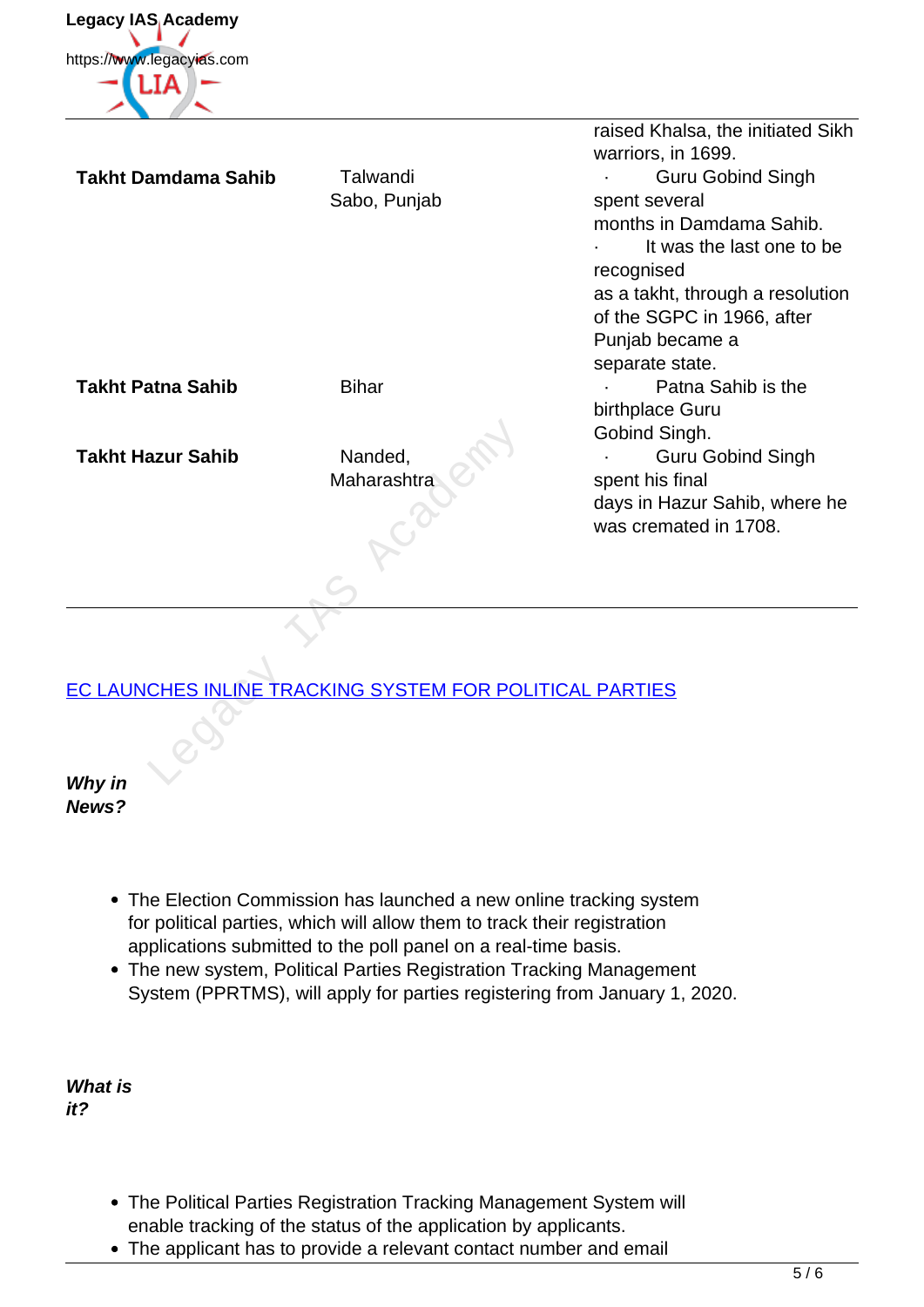| | | |
|---|---|---|
| | | raised Khalsa, the initiated Sikh warriors, in 1699. |
| **Takht Damdama Sahib** | Talwandi Sabo, Punjab | · Guru Gobind Singh spent several months in Damdama Sahib.<br>· It was the last one to be recognised as a takht, through a resolution of the SGPC in 1966, after Punjab became a separate state. |
| **Takht Patna Sahib** | Bihar | · Patna Sahib is the birthplace Guru Gobind Singh. |
| **Takht Hazur Sahib** | Nanded, Maharashtra | · Guru Gobind Singh spent his final days in Hazur Sahib, where he was cremated in 1708. |

## EC LAUNCHES INLINE TRACKING SYSTEM FOR POLITICAL PARTIES

***Why in News?***

- The Election Commission has launched a new online tracking system for political parties, which will allow them to track their registration applications submitted to the poll panel on a real-time basis.
- The new system, Political Parties Registration Tracking Management System (PPRTMS), will apply for parties registering from January 1, 2020.

***What is it?***

- The Political Parties Registration Tracking Management System will enable tracking of the status of the application by applicants.
- The applicant has to provide a relevant contact number and email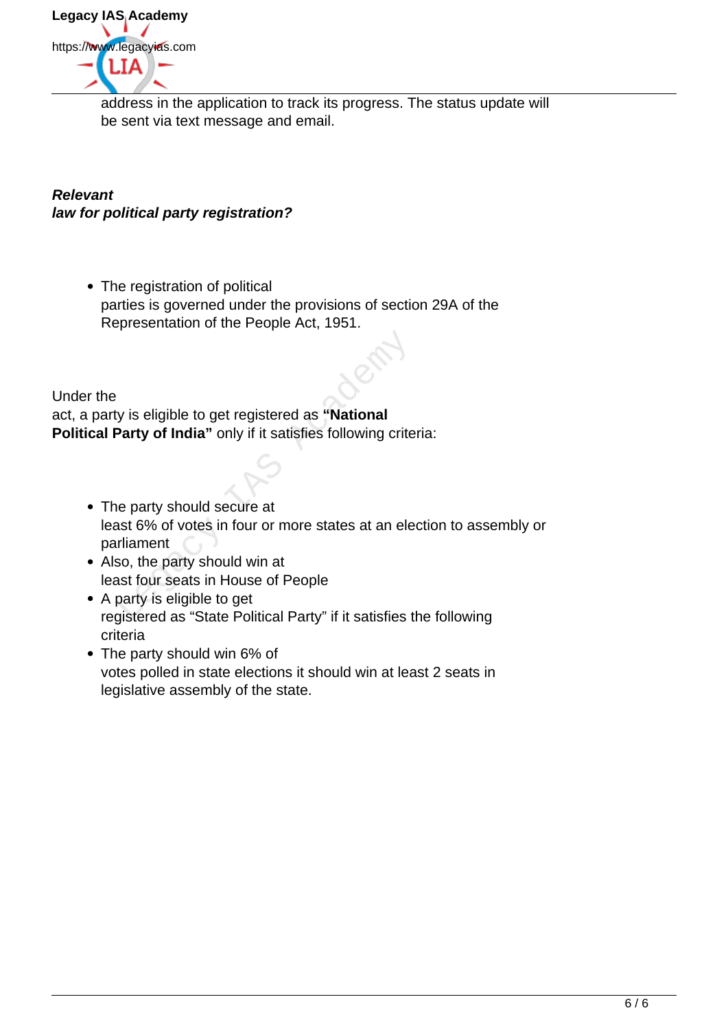address in the application to track its progress. The status update will be sent via text message and email.

***Relevant law for political party registration?***

- The registration of political parties is governed under the provisions of section 29A of the Representation of the People Act, 1951.

Under the act, a party is eligible to get registered as **"National Political Party of India"** only if it satisfies following criteria:

- The party should secure at least 6% of votes in four or more states at an election to assembly or parliament
- Also, the party should win at least four seats in House of People
- A party is eligible to get registered as "State Political Party" if it satisfies the following criteria
- The party should win 6% of votes polled in state elections it should win at least 2 seats in legislative assembly of the state.